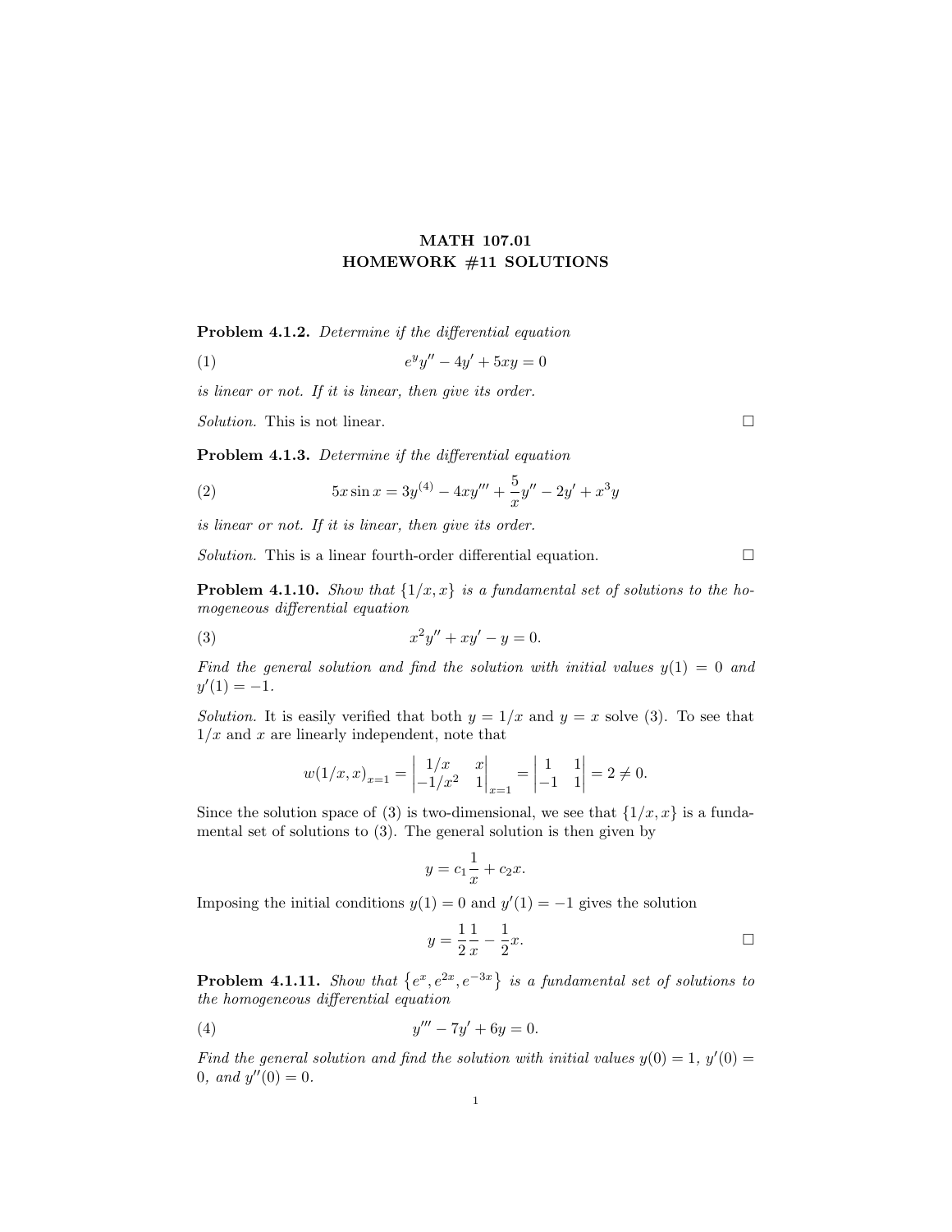# MATH 107.01
# HOMEWORK #11 SOLUTIONS

**Problem 4.1.2.** *Determine if the differential equation*

$$e^y y'' - 4y' + 5xy = 0 \tag{1}$$

*is linear or not. If it is linear, then give its order.*

*Solution.* This is not linear. □

**Problem 4.1.3.** *Determine if the differential equation*

$$5x \sin x = 3y^{(4)} - 4xy''' + \frac{5}{x}y'' - 2y' + x^3 y \tag{2}$$

*is linear or not. If it is linear, then give its order.*

*Solution.* This is a linear fourth-order differential equation. □

**Problem 4.1.10.** *Show that $\{1/x, x\}$ is a fundamental set of solutions to the homogeneous differential equation*

$$x^2 y'' + xy' - y = 0. \tag{3}$$

*Find the general solution and find the solution with initial values $y(1) = 0$ and $y'(1) = -1$.*

*Solution.* It is easily verified that both $y = 1/x$ and $y = x$ solve (3). To see that $1/x$ and $x$ are linearly independent, note that

$$w(1/x, x)_{x=1} = \begin{vmatrix} 1/x & x \\ -1/x^2 & 1 \end{vmatrix}_{x=1} = \begin{vmatrix} 1 & 1 \\ -1 & 1 \end{vmatrix} = 2 \neq 0.$$

Since the solution space of (3) is two-dimensional, we see that $\{1/x, x\}$ is a fundamental set of solutions to (3). The general solution is then given by

$$y = c_1 \frac{1}{x} + c_2 x.$$

Imposing the initial conditions $y(1) = 0$ and $y'(1) = -1$ gives the solution

$$y = \frac{1}{2}\frac{1}{x} - \frac{1}{2}x.$$

□

**Problem 4.1.11.** *Show that $\{e^x, e^{2x}, e^{-3x}\}$ is a fundamental set of solutions to the homogeneous differential equation*

$$y''' - 7y' + 6y = 0. \tag{4}$$

*Find the general solution and find the solution with initial values $y(0) = 1$, $y'(0) = 0$, and $y''(0) = 0$.*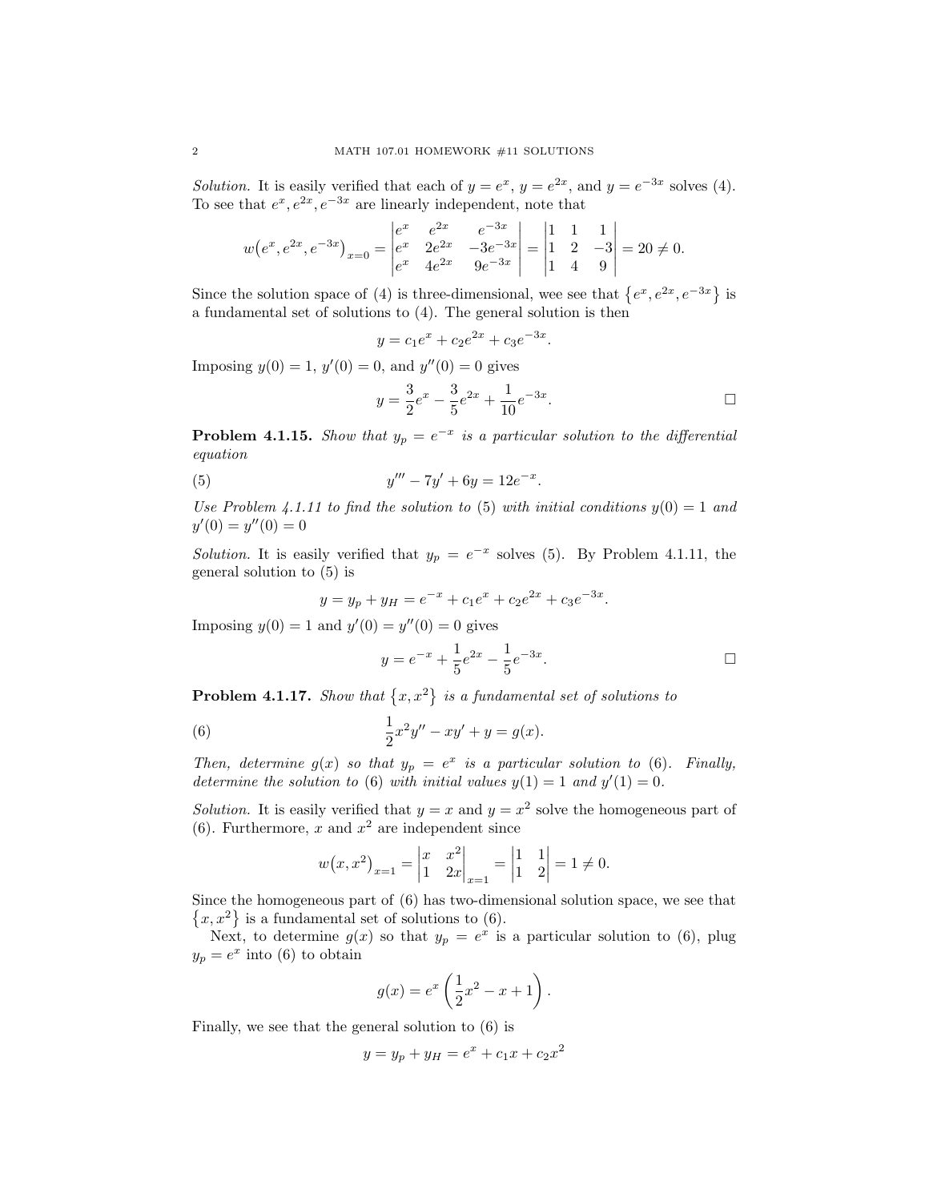*Solution.* It is easily verified that each of $y = e^x$, $y = e^{2x}$, and $y = e^{-3x}$ solves (4). To see that $e^x, e^{2x}, e^{-3x}$ are linearly independent, note that

$$w\big(e^x, e^{2x}, e^{-3x}\big)_{x=0} = \begin{vmatrix} e^x & e^{2x} & e^{-3x} \\ e^x & 2e^{2x} & -3e^{-3x} \\ e^x & 4e^{2x} & 9e^{-3x} \end{vmatrix} = \begin{vmatrix} 1 & 1 & 1 \\ 1 & 2 & -3 \\ 1 & 4 & 9 \end{vmatrix} = 20 \neq 0.$$

Since the solution space of (4) is three-dimensional, wee see that $\{e^x, e^{2x}, e^{-3x}\}$ is a fundamental set of solutions to (4). The general solution is then

$$y = c_1 e^x + c_2 e^{2x} + c_3 e^{-3x}.$$

Imposing $y(0) = 1$, $y'(0) = 0$, and $y''(0) = 0$ gives

$$y = \frac{3}{2}e^x - \frac{3}{5}e^{2x} + \frac{1}{10}e^{-3x}. \qquad \square$$

**Problem 4.1.15.** *Show that $y_p = e^{-x}$ is a particular solution to the differential equation*

$$y''' - 7y' + 6y = 12e^{-x}. \tag{5}$$

*Use Problem 4.1.11 to find the solution to (5) with initial conditions $y(0) = 1$ and $y'(0) = y''(0) = 0$*

*Solution.* It is easily verified that $y_p = e^{-x}$ solves (5). By Problem 4.1.11, the general solution to (5) is

$$y = y_p + y_H = e^{-x} + c_1 e^x + c_2 e^{2x} + c_3 e^{-3x}.$$

Imposing $y(0) = 1$ and $y'(0) = y''(0) = 0$ gives

$$y = e^{-x} + \frac{1}{5}e^{2x} - \frac{1}{5}e^{-3x}. \qquad \square$$

**Problem 4.1.17.** *Show that $\{x, x^2\}$ is a fundamental set of solutions to*

$$\frac{1}{2}x^2 y'' - xy' + y = g(x). \tag{6}$$

*Then, determine $g(x)$ so that $y_p = e^x$ is a particular solution to (6). Finally, determine the solution to (6) with initial values $y(1) = 1$ and $y'(1) = 0$.*

*Solution.* It is easily verified that $y = x$ and $y = x^2$ solve the homogeneous part of (6). Furthermore, $x$ and $x^2$ are independent since

$$w\big(x, x^2\big)_{x=1} = \begin{vmatrix} x & x^2 \\ 1 & 2x \end{vmatrix}_{x=1} = \begin{vmatrix} 1 & 1 \\ 1 & 2 \end{vmatrix} = 1 \neq 0.$$

Since the homogeneous part of (6) has two-dimensional solution space, we see that $\{x, x^2\}$ is a fundamental set of solutions to (6).

Next, to determine $g(x)$ so that $y_p = e^x$ is a particular solution to (6), plug $y_p = e^x$ into (6) to obtain

$$g(x) = e^x\left(\frac{1}{2}x^2 - x + 1\right).$$

Finally, we see that the general solution to (6) is

$$y = y_p + y_H = e^x + c_1 x + c_2 x^2$$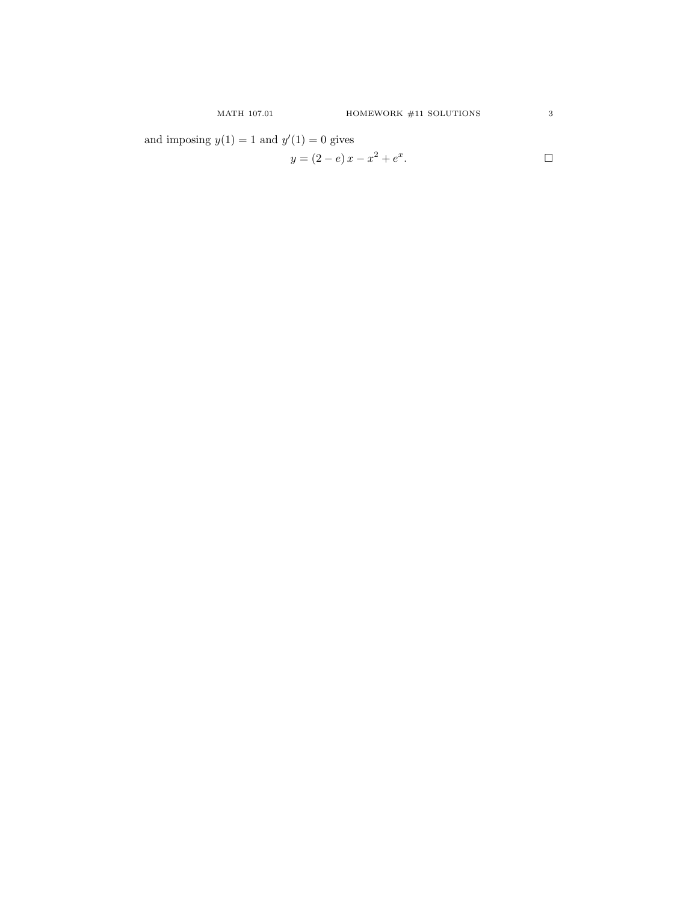and imposing $y(1) = 1$ and $y'(1) = 0$ gives

$$y = (2 - e)\, x - x^2 + e^x.$$

□